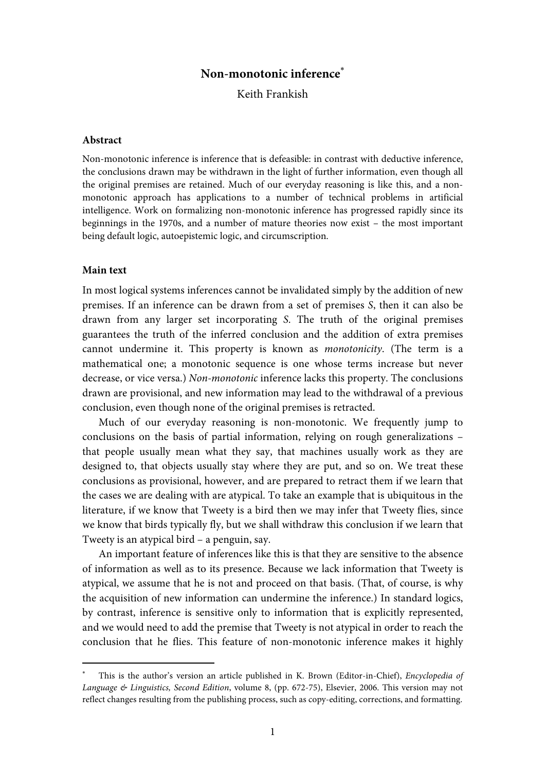# Non-monotonic inference*

Keith Frankish

**Abstract**

Non-monotonic inference is inference that is defeasible: in contrast with deductive inference, the conclusions drawn may be withdrawn in the light of further information, even though all the original premises are retained. Much of our everyday reasoning is like this, and a non-monotonic approach has applications to a number of technical problems in artificial intelligence. Work on formalizing non-monotonic inference has progressed rapidly since its beginnings in the 1970s, and a number of mature theories now exist – the most important being default logic, autoepistemic logic, and circumscription.

**Main text**

In most logical systems inferences cannot be invalidated simply by the addition of new premises. If an inference can be drawn from a set of premises *S*, then it can also be drawn from any larger set incorporating *S*. The truth of the original premises guarantees the truth of the inferred conclusion and the addition of extra premises cannot undermine it. This property is known as *monotonicity*. (The term is a mathematical one; a monotonic sequence is one whose terms increase but never decrease, or vice versa.) *Non-monotonic* inference lacks this property. The conclusions drawn are provisional, and new information may lead to the withdrawal of a previous conclusion, even though none of the original premises is retracted.

Much of our everyday reasoning is non-monotonic. We frequently jump to conclusions on the basis of partial information, relying on rough generalizations – that people usually mean what they say, that machines usually work as they are designed to, that objects usually stay where they are put, and so on. We treat these conclusions as provisional, however, and are prepared to retract them if we learn that the cases we are dealing with are atypical. To take an example that is ubiquitous in the literature, if we know that Tweety is a bird then we may infer that Tweety flies, since we know that birds typically fly, but we shall withdraw this conclusion if we learn that Tweety is an atypical bird – a penguin, say.

An important feature of inferences like this is that they are sensitive to the absence of information as well as to its presence. Because we lack information that Tweety is atypical, we assume that he is not and proceed on that basis. (That, of course, is why the acquisition of new information can undermine the inference.) In standard logics, by contrast, inference is sensitive only to information that is explicitly represented, and we would need to add the premise that Tweety is not atypical in order to reach the conclusion that he flies. This feature of non-monotonic inference makes it highly

---

* This is the author's version an article published in K. Brown (Editor-in-Chief), *Encyclopedia of Language & Linguistics, Second Edition*, volume 8, (pp. 672-75), Elsevier, 2006. This version may not reflect changes resulting from the publishing process, such as copy-editing, corrections, and formatting.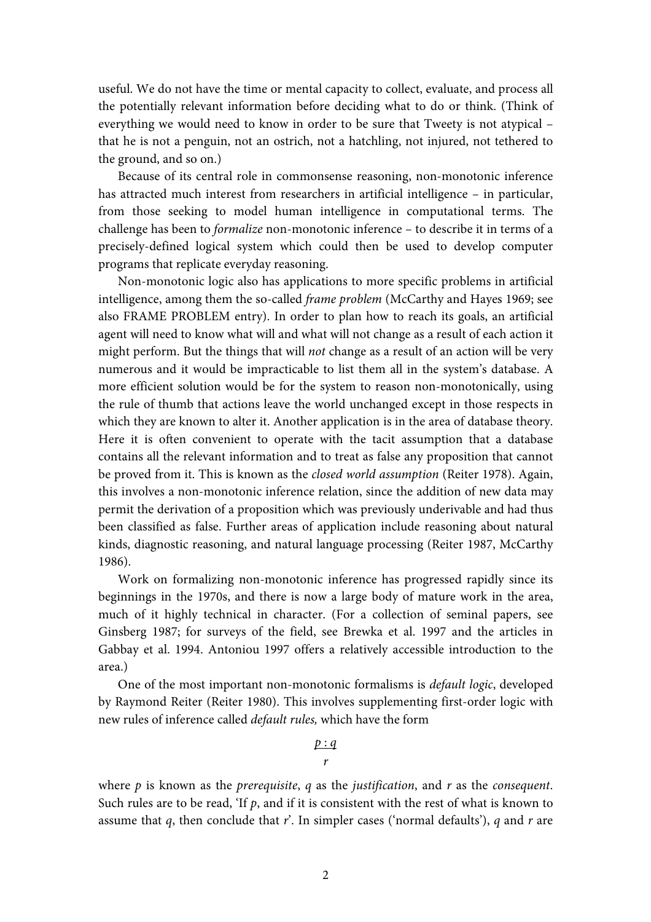useful. We do not have the time or mental capacity to collect, evaluate, and process all the potentially relevant information before deciding what to do or think. (Think of everything we would need to know in order to be sure that Tweety is not atypical – that he is not a penguin, not an ostrich, not a hatchling, not injured, not tethered to the ground, and so on.)

Because of its central role in commonsense reasoning, non-monotonic inference has attracted much interest from researchers in artificial intelligence – in particular, from those seeking to model human intelligence in computational terms. The challenge has been to *formalize* non-monotonic inference – to describe it in terms of a precisely-defined logical system which could then be used to develop computer programs that replicate everyday reasoning.

Non-monotonic logic also has applications to more specific problems in artificial intelligence, among them the so-called *frame problem* (McCarthy and Hayes 1969; see also FRAME PROBLEM entry). In order to plan how to reach its goals, an artificial agent will need to know what will and what will not change as a result of each action it might perform. But the things that will *not* change as a result of an action will be very numerous and it would be impracticable to list them all in the system's database. A more efficient solution would be for the system to reason non-monotonically, using the rule of thumb that actions leave the world unchanged except in those respects in which they are known to alter it. Another application is in the area of database theory. Here it is often convenient to operate with the tacit assumption that a database contains all the relevant information and to treat as false any proposition that cannot be proved from it. This is known as the *closed world assumption* (Reiter 1978). Again, this involves a non-monotonic inference relation, since the addition of new data may permit the derivation of a proposition which was previously underivable and had thus been classified as false. Further areas of application include reasoning about natural kinds, diagnostic reasoning, and natural language processing (Reiter 1987, McCarthy 1986).

Work on formalizing non-monotonic inference has progressed rapidly since its beginnings in the 1970s, and there is now a large body of mature work in the area, much of it highly technical in character. (For a collection of seminal papers, see Ginsberg 1987; for surveys of the field, see Brewka et al. 1997 and the articles in Gabbay et al. 1994. Antoniou 1997 offers a relatively accessible introduction to the area.)

One of the most important non-monotonic formalisms is *default logic*, developed by Raymond Reiter (Reiter 1980). This involves supplementing first-order logic with new rules of inference called *default rules,* which have the form

$$\frac{p : q}{r}$$

where $p$ is known as the *prerequisite*, $q$ as the *justification*, and $r$ as the *consequent*. Such rules are to be read, 'If $p$, and if it is consistent with the rest of what is known to assume that $q$, then conclude that $r$'. In simpler cases ('normal defaults'), $q$ and $r$ are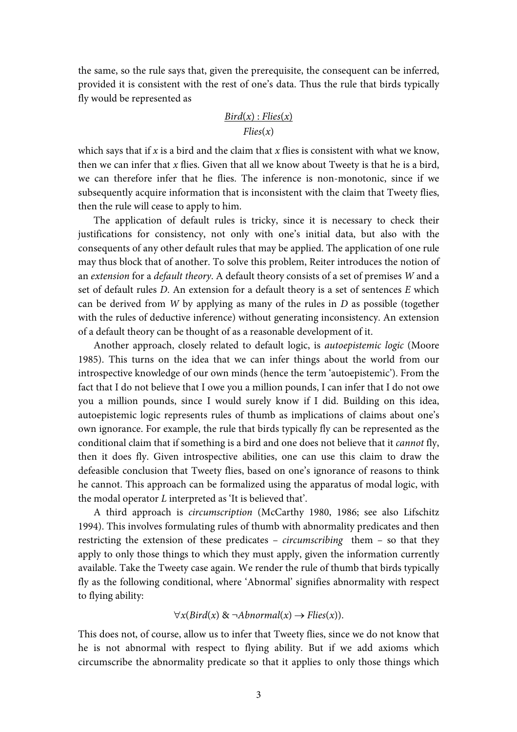the same, so the rule says that, given the prerequisite, the consequent can be inferred, provided it is consistent with the rest of one's data. Thus the rule that birds typically fly would be represented as

$$\frac{Bird(x) : Flies(x)}{Flies(x)}$$

which says that if $x$ is a bird and the claim that $x$ flies is consistent with what we know, then we can infer that $x$ flies. Given that all we know about Tweety is that he is a bird, we can therefore infer that he flies. The inference is non-monotonic, since if we subsequently acquire information that is inconsistent with the claim that Tweety flies, then the rule will cease to apply to him.

The application of default rules is tricky, since it is necessary to check their justifications for consistency, not only with one's initial data, but also with the consequents of any other default rules that may be applied. The application of one rule may thus block that of another. To solve this problem, Reiter introduces the notion of an *extension* for a *default theory*. A default theory consists of a set of premises $W$ and a set of default rules $D$. An extension for a default theory is a set of sentences $E$ which can be derived from $W$ by applying as many of the rules in $D$ as possible (together with the rules of deductive inference) without generating inconsistency. An extension of a default theory can be thought of as a reasonable development of it.

Another approach, closely related to default logic, is *autoepistemic logic* (Moore 1985). This turns on the idea that we can infer things about the world from our introspective knowledge of our own minds (hence the term 'autoepistemic'). From the fact that I do not believe that I owe you a million pounds, I can infer that I do not owe you a million pounds, since I would surely know if I did. Building on this idea, autoepistemic logic represents rules of thumb as implications of claims about one's own ignorance. For example, the rule that birds typically fly can be represented as the conditional claim that if something is a bird and one does not believe that it *cannot* fly, then it does fly. Given introspective abilities, one can use this claim to draw the defeasible conclusion that Tweety flies, based on one's ignorance of reasons to think he cannot. This approach can be formalized using the apparatus of modal logic, with the modal operator $L$ interpreted as 'It is believed that'.

A third approach is *circumscription* (McCarthy 1980, 1986; see also Lifschitz 1994). This involves formulating rules of thumb with abnormality predicates and then restricting the extension of these predicates – *circumscribing* them – so that they apply to only those things to which they must apply, given the information currently available. Take the Tweety case again. We render the rule of thumb that birds typically fly as the following conditional, where 'Abnormal' signifies abnormality with respect to flying ability:

$$\forall x(Bird(x) \mathbin{\&} \neg Abnormal(x) \rightarrow Flies(x)).$$

This does not, of course, allow us to infer that Tweety flies, since we do not know that he is not abnormal with respect to flying ability. But if we add axioms which circumscribe the abnormality predicate so that it applies to only those things which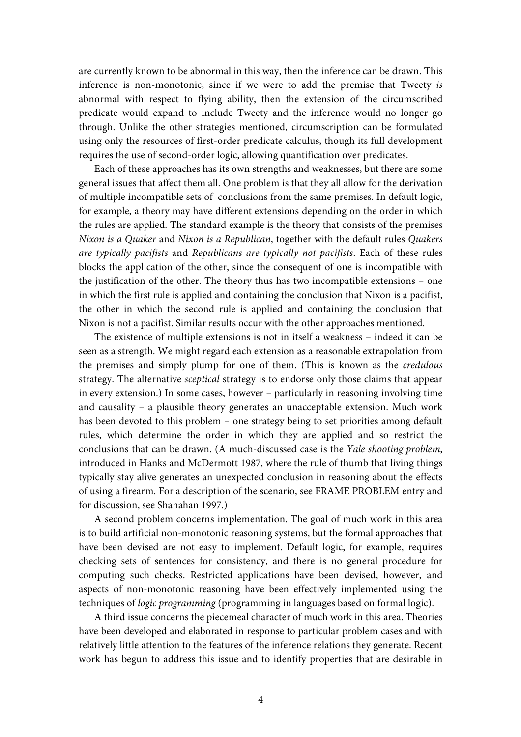are currently known to be abnormal in this way, then the inference can be drawn. This inference is non-monotonic, since if we were to add the premise that Tweety *is* abnormal with respect to flying ability, then the extension of the circumscribed predicate would expand to include Tweety and the inference would no longer go through. Unlike the other strategies mentioned, circumscription can be formulated using only the resources of first-order predicate calculus, though its full development requires the use of second-order logic, allowing quantification over predicates.

Each of these approaches has its own strengths and weaknesses, but there are some general issues that affect them all. One problem is that they all allow for the derivation of multiple incompatible sets of conclusions from the same premises. In default logic, for example, a theory may have different extensions depending on the order in which the rules are applied. The standard example is the theory that consists of the premises *Nixon is a Quaker* and *Nixon is a Republican*, together with the default rules *Quakers are typically pacifists* and *Republicans are typically not pacifists*. Each of these rules blocks the application of the other, since the consequent of one is incompatible with the justification of the other. The theory thus has two incompatible extensions – one in which the first rule is applied and containing the conclusion that Nixon is a pacifist, the other in which the second rule is applied and containing the conclusion that Nixon is not a pacifist. Similar results occur with the other approaches mentioned.

The existence of multiple extensions is not in itself a weakness – indeed it can be seen as a strength. We might regard each extension as a reasonable extrapolation from the premises and simply plump for one of them. (This is known as the *credulous* strategy. The alternative *sceptical* strategy is to endorse only those claims that appear in every extension.) In some cases, however – particularly in reasoning involving time and causality – a plausible theory generates an unacceptable extension. Much work has been devoted to this problem – one strategy being to set priorities among default rules, which determine the order in which they are applied and so restrict the conclusions that can be drawn. (A much-discussed case is the *Yale shooting problem*, introduced in Hanks and McDermott 1987, where the rule of thumb that living things typically stay alive generates an unexpected conclusion in reasoning about the effects of using a firearm. For a description of the scenario, see FRAME PROBLEM entry and for discussion, see Shanahan 1997.)

A second problem concerns implementation. The goal of much work in this area is to build artificial non-monotonic reasoning systems, but the formal approaches that have been devised are not easy to implement. Default logic, for example, requires checking sets of sentences for consistency, and there is no general procedure for computing such checks. Restricted applications have been devised, however, and aspects of non-monotonic reasoning have been effectively implemented using the techniques of *logic programming* (programming in languages based on formal logic).

A third issue concerns the piecemeal character of much work in this area. Theories have been developed and elaborated in response to particular problem cases and with relatively little attention to the features of the inference relations they generate. Recent work has begun to address this issue and to identify properties that are desirable in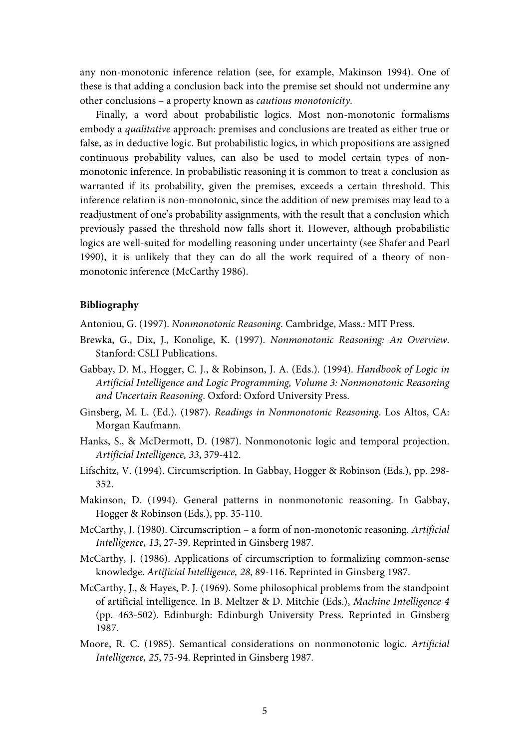any non-monotonic inference relation (see, for example, Makinson 1994). One of these is that adding a conclusion back into the premise set should not undermine any other conclusions – a property known as *cautious monotonicity*.

Finally, a word about probabilistic logics. Most non-monotonic formalisms embody a *qualitative* approach: premises and conclusions are treated as either true or false, as in deductive logic. But probabilistic logics, in which propositions are assigned continuous probability values, can also be used to model certain types of non-monotonic inference. In probabilistic reasoning it is common to treat a conclusion as warranted if its probability, given the premises, exceeds a certain threshold. This inference relation is non-monotonic, since the addition of new premises may lead to a readjustment of one's probability assignments, with the result that a conclusion which previously passed the threshold now falls short it. However, although probabilistic logics are well-suited for modelling reasoning under uncertainty (see Shafer and Pearl 1990), it is unlikely that they can do all the work required of a theory of non-monotonic inference (McCarthy 1986).

**Bibliography**

Antoniou, G. (1997). *Nonmonotonic Reasoning*. Cambridge, Mass.: MIT Press.

Brewka, G., Dix, J., Konolige, K. (1997). *Nonmonotonic Reasoning: An Overview*. Stanford: CSLI Publications.

Gabbay, D. M., Hogger, C. J., & Robinson, J. A. (Eds.). (1994). *Handbook of Logic in Artificial Intelligence and Logic Programming, Volume 3: Nonmonotonic Reasoning and Uncertain Reasoning*. Oxford: Oxford University Press.

Ginsberg, M. L. (Ed.). (1987). *Readings in Nonmonotonic Reasoning*. Los Altos, CA: Morgan Kaufmann.

Hanks, S., & McDermott, D. (1987). Nonmonotonic logic and temporal projection. *Artificial Intelligence, 33*, 379-412.

Lifschitz, V. (1994). Circumscription. In Gabbay, Hogger & Robinson (Eds.), pp. 298-352.

Makinson, D. (1994). General patterns in nonmonotonic reasoning. In Gabbay, Hogger & Robinson (Eds.), pp. 35-110.

McCarthy, J. (1980). Circumscription – a form of non-monotonic reasoning. *Artificial Intelligence, 13*, 27-39. Reprinted in Ginsberg 1987.

McCarthy, J. (1986). Applications of circumscription to formalizing common-sense knowledge. *Artificial Intelligence, 28*, 89-116. Reprinted in Ginsberg 1987.

McCarthy, J., & Hayes, P. J. (1969). Some philosophical problems from the standpoint of artificial intelligence. In B. Meltzer & D. Mitchie (Eds.), *Machine Intelligence 4* (pp. 463-502). Edinburgh: Edinburgh University Press. Reprinted in Ginsberg 1987.

Moore, R. C. (1985). Semantical considerations on nonmonotonic logic. *Artificial Intelligence, 25*, 75-94. Reprinted in Ginsberg 1987.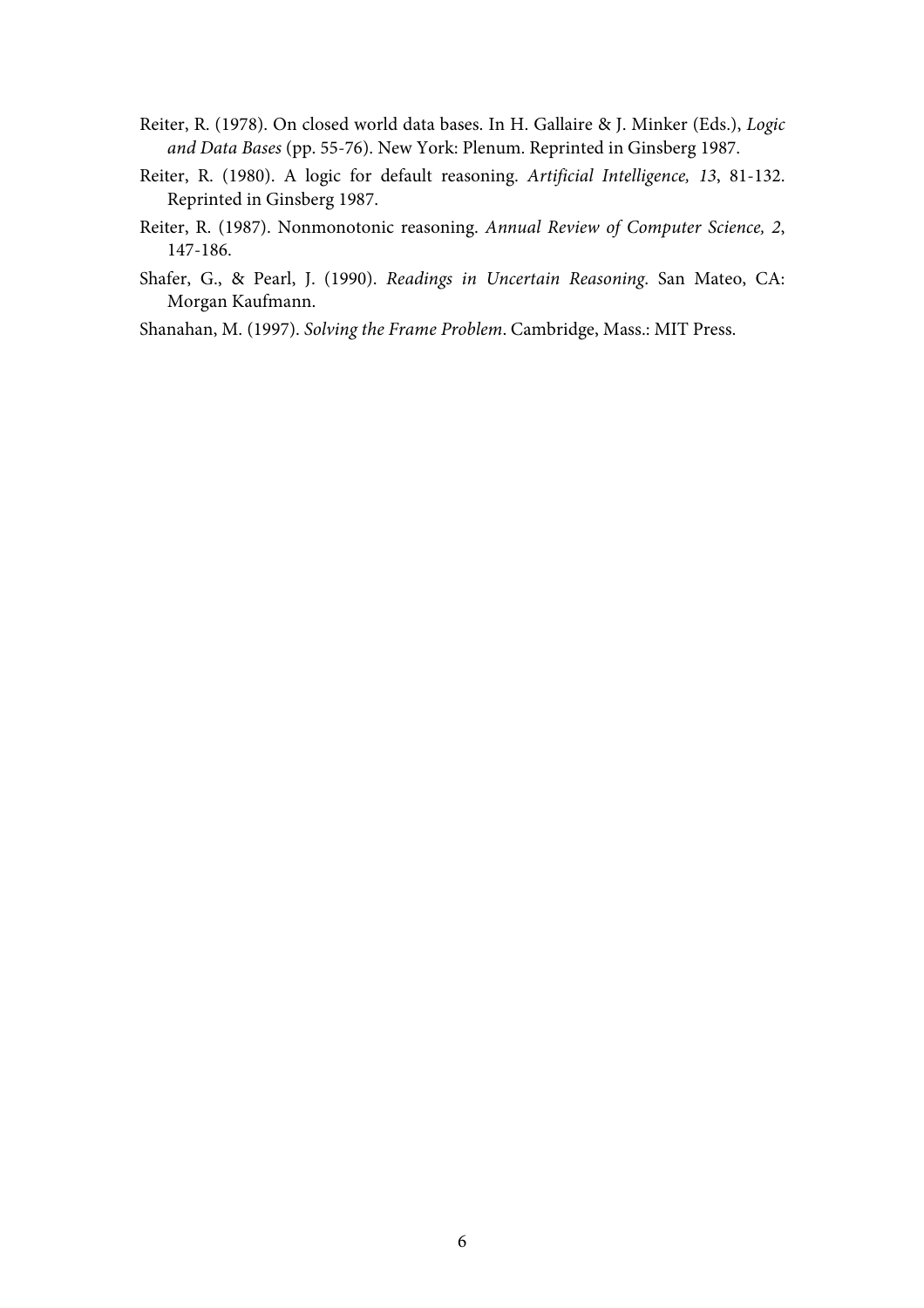Reiter, R. (1978). On closed world data bases. In H. Gallaire & J. Minker (Eds.), *Logic and Data Bases* (pp. 55-76). New York: Plenum. Reprinted in Ginsberg 1987.

Reiter, R. (1980). A logic for default reasoning. *Artificial Intelligence, 13*, 81-132. Reprinted in Ginsberg 1987.

Reiter, R. (1987). Nonmonotonic reasoning. *Annual Review of Computer Science, 2*, 147-186.

Shafer, G., & Pearl, J. (1990). *Readings in Uncertain Reasoning*. San Mateo, CA: Morgan Kaufmann.

Shanahan, M. (1997). *Solving the Frame Problem*. Cambridge, Mass.: MIT Press.